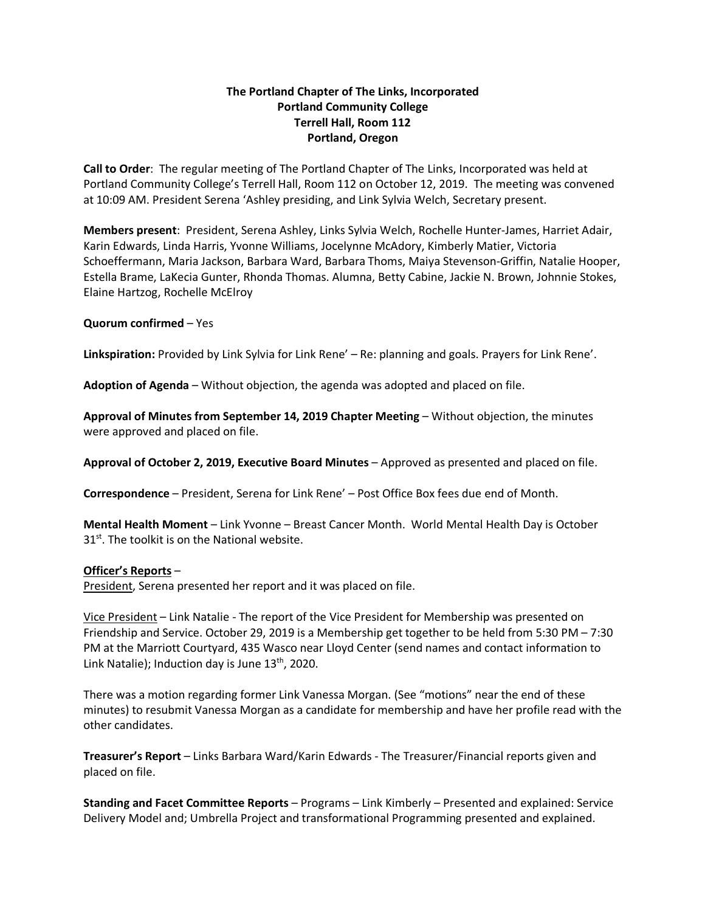**The Portland Chapter of The Links, Incorporated**
**Portland Community College**
**Terrell Hall, Room 112**
**Portland, Oregon**

**Call to Order**: The regular meeting of The Portland Chapter of The Links, Incorporated was held at Portland Community College's Terrell Hall, Room 112 on October 12, 2019. The meeting was convened at 10:09 AM. President Serena 'Ashley presiding, and Link Sylvia Welch, Secretary present.

**Members present**: President, Serena Ashley, Links Sylvia Welch, Rochelle Hunter-James, Harriet Adair, Karin Edwards, Linda Harris, Yvonne Williams, Jocelynne McAdory, Kimberly Matier, Victoria Schoeffermann, Maria Jackson, Barbara Ward, Barbara Thoms, Maiya Stevenson-Griffin, Natalie Hooper, Estella Brame, LaKecia Gunter, Rhonda Thomas. Alumna, Betty Cabine, Jackie N. Brown, Johnnie Stokes, Elaine Hartzog, Rochelle McElroy

**Quorum confirmed** – Yes

**Linkspiration:** Provided by Link Sylvia for Link Rene' – Re: planning and goals. Prayers for Link Rene'.

**Adoption of Agenda** – Without objection, the agenda was adopted and placed on file.

**Approval of Minutes from September 14, 2019 Chapter Meeting** – Without objection, the minutes were approved and placed on file.

**Approval of October 2, 2019, Executive Board Minutes** – Approved as presented and placed on file.

**Correspondence** – President, Serena for Link Rene' – Post Office Box fees due end of Month.

**Mental Health Moment** – Link Yvonne – Breast Cancer Month. World Mental Health Day is October 31st. The toolkit is on the National website.

**Officer's Reports** –

President, Serena presented her report and it was placed on file.

Vice President – Link Natalie - The report of the Vice President for Membership was presented on Friendship and Service. October 29, 2019 is a Membership get together to be held from 5:30 PM – 7:30 PM at the Marriott Courtyard, 435 Wasco near Lloyd Center (send names and contact information to Link Natalie); Induction day is June 13th, 2020.

There was a motion regarding former Link Vanessa Morgan. (See "motions" near the end of these minutes) to resubmit Vanessa Morgan as a candidate for membership and have her profile read with the other candidates.

**Treasurer's Report** – Links Barbara Ward/Karin Edwards - The Treasurer/Financial reports given and placed on file.

**Standing and Facet Committee Reports** – Programs – Link Kimberly – Presented and explained: Service Delivery Model and; Umbrella Project and transformational Programming presented and explained.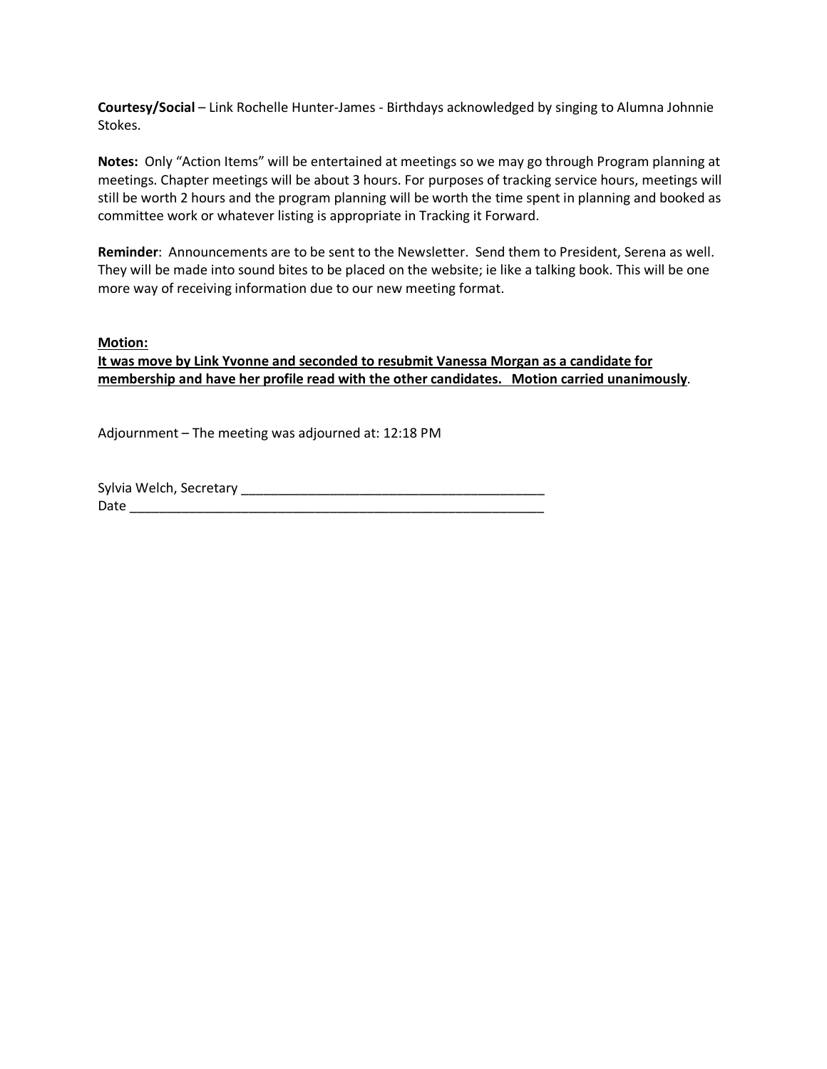**Courtesy/Social** – Link Rochelle Hunter-James - Birthdays acknowledged by singing to Alumna Johnnie Stokes.

**Notes:** Only "Action Items" will be entertained at meetings so we may go through Program planning at meetings. Chapter meetings will be about 3 hours. For purposes of tracking service hours, meetings will still be worth 2 hours and the program planning will be worth the time spent in planning and booked as committee work or whatever listing is appropriate in Tracking it Forward.

**Reminder**: Announcements are to be sent to the Newsletter. Send them to President, Serena as well. They will be made into sound bites to be placed on the website; ie like a talking book. This will be one more way of receiving information due to our new meeting format.

**Motion:**

**It was move by Link Yvonne and seconded to resubmit Vanessa Morgan as a candidate for membership and have her profile read with the other candidates. Motion carried unanimously**.

Adjournment – The meeting was adjourned at: 12:18 PM

Sylvia Welch, Secretary __________________________________________

Date ___________________________________________________________